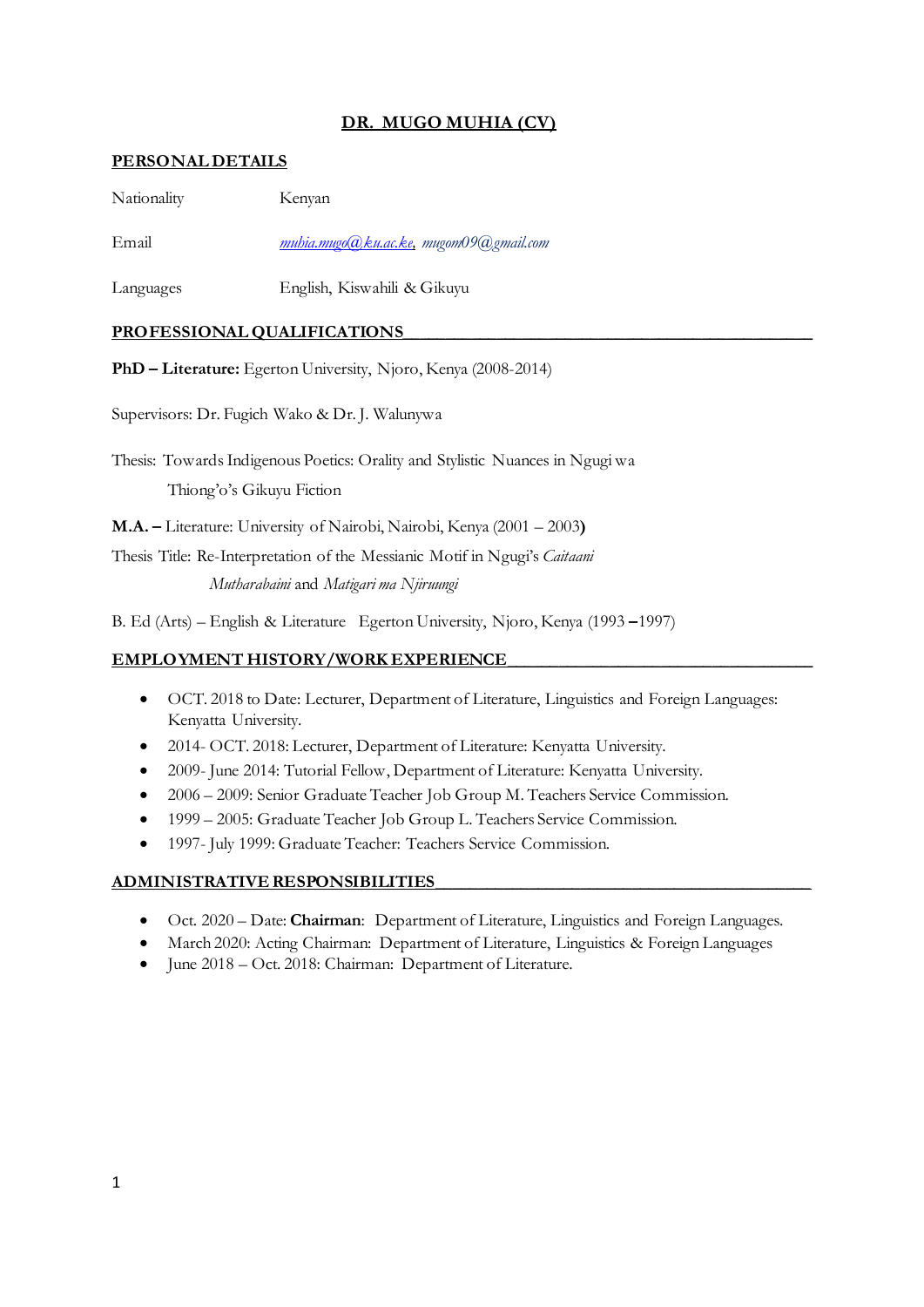# DR. MUGO MUHIA (CV)

## PERSONAL DETAILS

Nationality Kenyan

Email muhia.mugo@ku.ac.ke, mugom09@gmail.com

Languages English, Kiswahili & Gikuyu

## PROFESSIONAL QUALIFICATIONS

**PhD – Literature:** Egerton University, Njoro, Kenya (2008-2014)

Supervisors: Dr. Fugich Wako & Dr. J. Walunywa

Thesis: Towards Indigenous Poetics: Orality and Stylistic Nuances in Ngugi wa Thiong'o's Gikuyu Fiction

**M.A. –** Literature: University of Nairobi, Nairobi, Kenya (2001 – 2003**)**

Thesis Title: Re-Interpretation of the Messianic Motif in Ngugi's *Caitaani Mutharabaini* and *Matigari ma Njiruungi*

B. Ed (Arts) – English & Literature Egerton University, Njoro, Kenya (1993 – 1997)

## EMPLOYMENT HISTORY/WORK EXPERIENCE

- OCT. 2018 to Date: Lecturer, Department of Literature, Linguistics and Foreign Languages: Kenyatta University.
- 2014- OCT. 2018: Lecturer, Department of Literature: Kenyatta University.
- 2009- June 2014: Tutorial Fellow, Department of Literature: Kenyatta University.
- 2006 – 2009: Senior Graduate Teacher Job Group M. Teachers Service Commission.
- 1999 – 2005: Graduate Teacher Job Group L. Teachers Service Commission.
- 1997- July 1999: Graduate Teacher: Teachers Service Commission.

## ADMINISTRATIVE RESPONSIBILITIES

- Oct. 2020 – Date: **Chairman**: Department of Literature, Linguistics and Foreign Languages.
- March 2020: Acting Chairman: Department of Literature, Linguistics & Foreign Languages
- June 2018 – Oct. 2018: Chairman: Department of Literature.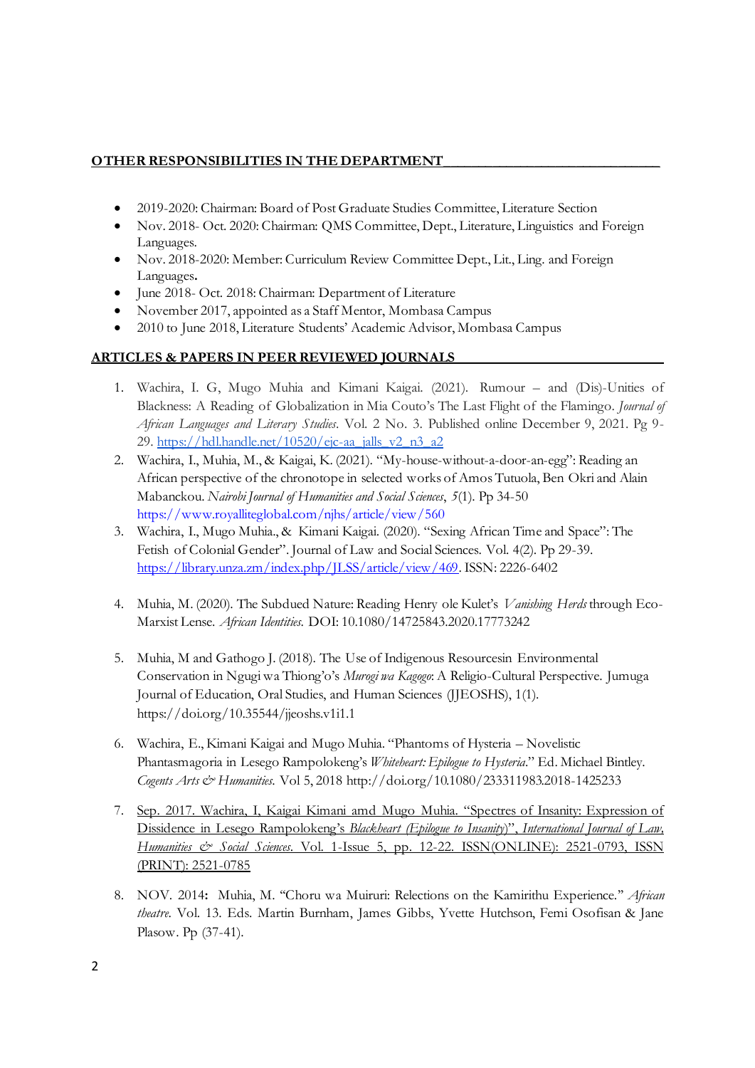## OTHER RESPONSIBILITIES IN THE DEPARTMENT

- 2019-2020: Chairman: Board of Post Graduate Studies Committee, Literature Section
- Nov. 2018- Oct. 2020: Chairman: QMS Committee, Dept., Literature, Linguistics and Foreign Languages.
- Nov. 2018-2020: Member: Curriculum Review Committee Dept., Lit., Ling. and Foreign Languages.
- June 2018- Oct. 2018: Chairman: Department of Literature
- November 2017, appointed as a Staff Mentor, Mombasa Campus
- 2010 to June 2018, Literature Students' Academic Advisor, Mombasa Campus

## ARTICLES & PAPERS IN PEER REVIEWED JOURNALS

1. Wachira, I. G, Mugo Muhia and Kimani Kaigai. (2021). Rumour – and (Dis)-Unities of Blackness: A Reading of Globalization in Mia Couto's The Last Flight of the Flamingo. *Journal of African Languages and Literary Studies*. Vol. 2 No. 3. Published online December 9, 2021. Pg 9-29. https://hdl.handle.net/10520/ejc-aa_jalls_v2_n3_a2
2. Wachira, I., Muhia, M., & Kaigai, K. (2021). "My-house-without-a-door-an-egg": Reading an African perspective of the chronotope in selected works of Amos Tutuola, Ben Okri and Alain Mabanckou. *Nairobi Journal of Humanities and Social Sciences*, *5*(1). Pp 34-50 https://www.royalliteglobal.com/njhs/article/view/560
3. Wachira, I., Mugo Muhia., & Kimani Kaigai. (2020). "Sexing African Time and Space": The Fetish of Colonial Gender". Journal of Law and Social Sciences. Vol. 4(2). Pp 29-39. https://library.unza.zm/index.php/JLSS/article/view/469. ISSN: 2226-6402
4. Muhia, M. (2020). The Subdued Nature: Reading Henry ole Kulet's *Vanishing Herds* through Eco-Marxist Lense. *African Identities.* DOI: 10.1080/14725843.2020.17773242
5. Muhia, M and Gathogo J. (2018). The Use of Indigenous Resourcesin Environmental Conservation in Ngugi wa Thiong'o's *Murogi wa Kagogo*: A Religio-Cultural Perspective. Jumuga Journal of Education, Oral Studies, and Human Sciences (JJEOSHS), 1(1). https://doi.org/10.35544/jjeoshs.v1i1.1
6. Wachira, E., Kimani Kaigai and Mugo Muhia. "Phantoms of Hysteria – Novelistic Phantasmagoria in Lesego Rampolokeng's *Whiteheart: Epilogue to Hysteria*." Ed. Michael Bintley. *Cogents Arts & Humanities.* Vol 5, 2018 http://doi.org/10.1080/233311983.2018-1425233
7. Sep. 2017. Wachira, I, Kaigai Kimani amd Mugo Muhia. "Spectres of Insanity: Expression of Dissidence in Lesego Rampolokeng's *Blackheart (Epilogue to Insanity)*", *International Journal of Law, Humanities & Social Sciences*. Vol. 1-Issue 5, pp. 12-22. ISSN(ONLINE): 2521-0793, ISSN (PRINT): 2521-0785
8. NOV. 2014**:** Muhia, M. "Choru wa Muiruri: Relections on the Kamirithu Experience." *African theatre*. Vol. 13. Eds. Martin Burnham, James Gibbs, Yvette Hutchson, Femi Osofisan & Jane Plasow. Pp (37-41).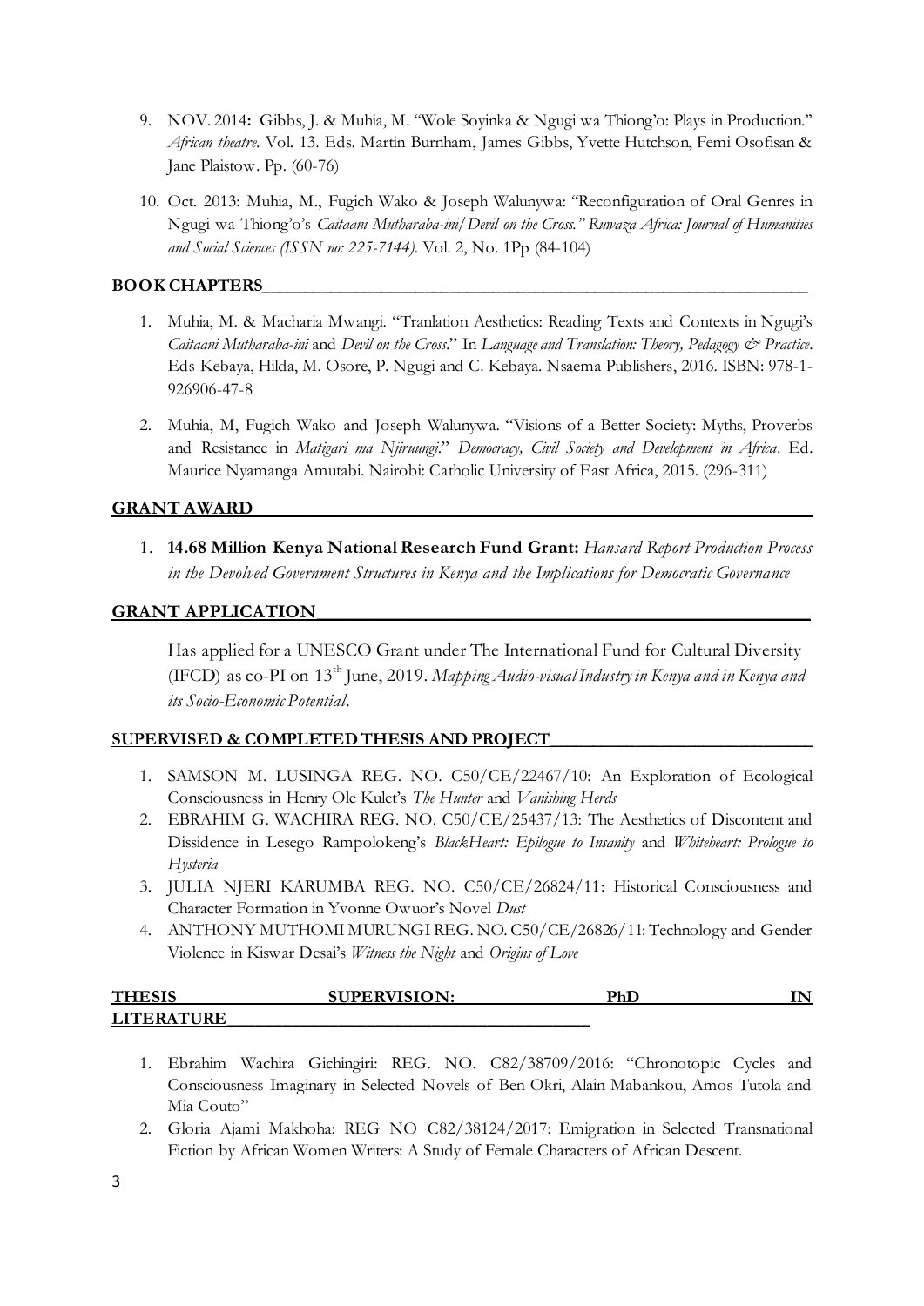9. NOV. 2014**:** Gibbs, J. & Muhia, M. "Wole Soyinka & Ngugi wa Thiong'o: Plays in Production." *African theatre*. Vol. 13. Eds. Martin Burnham, James Gibbs, Yvette Hutchson, Femi Osofisan & Jane Plaistow. Pp. (60-76)

10. Oct. 2013: Muhia, M., Fugich Wako & Joseph Walunywa: "Reconfiguration of Oral Genres in Ngugi wa Thiong'o's *Caitaani Mutharaba-ini/Devil on the Cross." Ruwaza Africa: Journal of Humanities and Social Sciences (ISSN no: 225-7144)*. Vol. 2, No. 1Pp (84-104)

## BOOK CHAPTERS

1. Muhia, M. & Macharia Mwangi. "Tranlation Aesthetics: Reading Texts and Contexts in Ngugi's *Caitaani Mutharaba-ini* and *Devil on the Cross*." In *Language and Translation: Theory, Pedagogy & Practice*. Eds Kebaya, Hilda, M. Osore, P. Ngugi and C. Kebaya. Nsaema Publishers, 2016. ISBN: 978-1-926906-47-8

2. Muhia, M, Fugich Wako and Joseph Walunywa. "Visions of a Better Society: Myths, Proverbs and Resistance in *Matigari ma Njiruungi*." *Democracy, Civil Society and Development in Africa*. Ed. Maurice Nyamanga Amutabi. Nairobi: Catholic University of East Africa, 2015. (296-311)

## GRANT AWARD

1. **14.68 Million Kenya National Research Fund Grant:** *Hansard Report Production Process in the Devolved Government Structures in Kenya and the Implications for Democratic Governance*

## GRANT APPLICATION

Has applied for a UNESCO Grant under The International Fund for Cultural Diversity (IFCD) as co-PI on 13th June, 2019. *Mapping Audio-visual Industry in Kenya and in Kenya and its Socio-Economic Potential*.

## SUPERVISED & COMPLETED THESIS AND PROJECT

1. SAMSON M. LUSINGA REG. NO. C50/CE/22467/10: An Exploration of Ecological Consciousness in Henry Ole Kulet's *The Hunter* and *Vanishing Herds*
2. EBRAHIM G. WACHIRA REG. NO. C50/CE/25437/13: The Aesthetics of Discontent and Dissidence in Lesego Rampolokeng's *BlackHeart: Epilogue to Insanity* and *Whiteheart: Prologue to Hysteria*
3. JULIA NJERI KARUMBA REG. NO. C50/CE/26824/11: Historical Consciousness and Character Formation in Yvonne Owuor's Novel *Dust*
4. ANTHONY MUTHOMI MURUNGI REG. NO. C50/CE/26826/11: Technology and Gender Violence in Kiswar Desai's *Witness the Night* and *Origins of Love*

## THESIS SUPERVISION: PhD IN LITERATURE

1. Ebrahim Wachira Gichingiri: REG. NO. C82/38709/2016: "Chronotopic Cycles and Consciousness Imaginary in Selected Novels of Ben Okri, Alain Mabankou, Amos Tutola and Mia Couto"
2. Gloria Ajami Makhoha: REG NO C82/38124/2017: Emigration in Selected Transnational Fiction by African Women Writers: A Study of Female Characters of African Descent.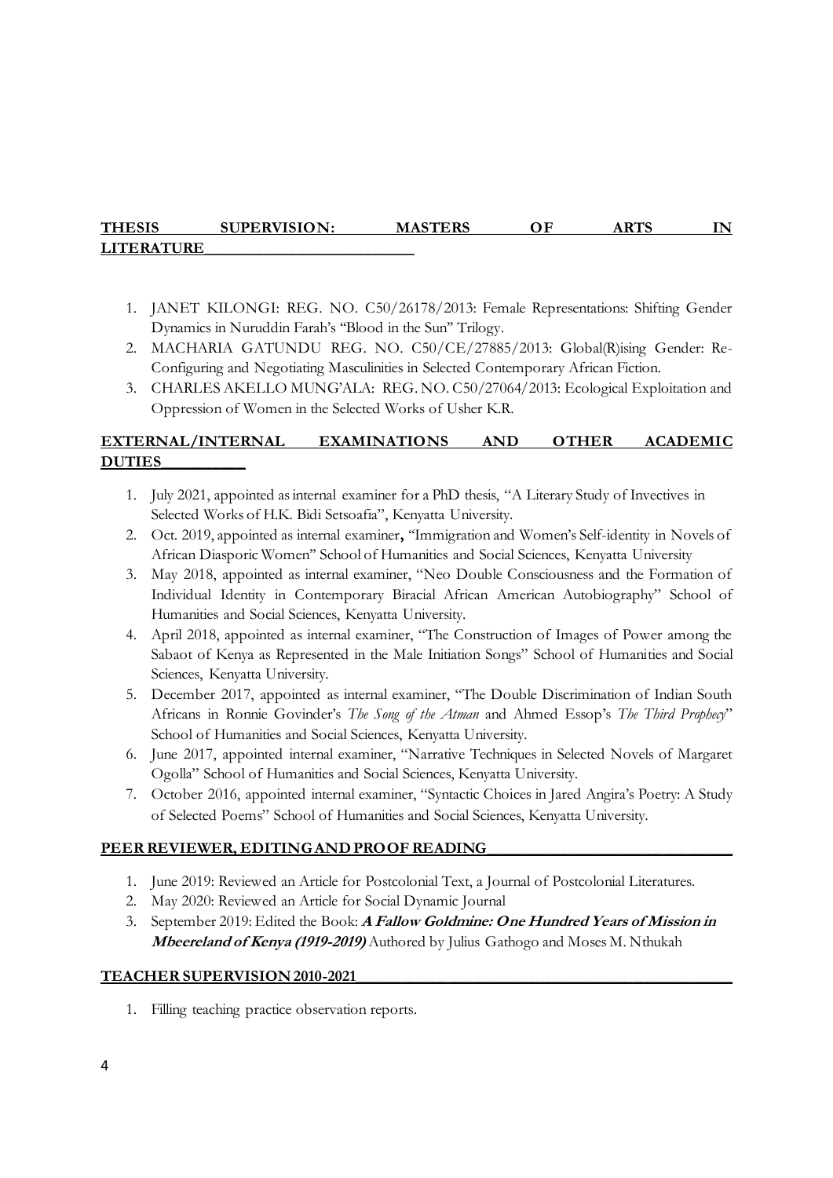## THESIS SUPERVISION: MASTERS OF ARTS IN LITERATURE

1. JANET KILONGI: REG. NO. C50/26178/2013: Female Representations: Shifting Gender Dynamics in Nuruddin Farah's "Blood in the Sun" Trilogy.
2. MACHARIA GATUNDU REG. NO. C50/CE/27885/2013: Global(R)ising Gender: Re-Configuring and Negotiating Masculinities in Selected Contemporary African Fiction.
3. CHARLES AKELLO MUNG'ALA: REG. NO. C50/27064/2013: Ecological Exploitation and Oppression of Women in the Selected Works of Usher K.R.

## EXTERNAL/INTERNAL EXAMINATIONS AND OTHER ACADEMIC DUTIES

1. July 2021, appointed as internal examiner for a PhD thesis, "A Literary Study of Invectives in Selected Works of H.K. Bidi Setsoafia", Kenyatta University.
2. Oct. 2019, appointed as internal examiner**,** "Immigration and Women's Self-identity in Novels of African Diasporic Women" School of Humanities and Social Sciences, Kenyatta University
3. May 2018, appointed as internal examiner, "Neo Double Consciousness and the Formation of Individual Identity in Contemporary Biracial African American Autobiography" School of Humanities and Social Sciences, Kenyatta University.
4. April 2018, appointed as internal examiner, "The Construction of Images of Power among the Sabaot of Kenya as Represented in the Male Initiation Songs" School of Humanities and Social Sciences, Kenyatta University.
5. December 2017, appointed as internal examiner, "The Double Discrimination of Indian South Africans in Ronnie Govinder's *The Song of the Atman* and Ahmed Essop's *The Third Prophecy*" School of Humanities and Social Sciences, Kenyatta University.
6. June 2017, appointed internal examiner, "Narrative Techniques in Selected Novels of Margaret Ogolla" School of Humanities and Social Sciences, Kenyatta University.
7. October 2016, appointed internal examiner, "Syntactic Choices in Jared Angira's Poetry: A Study of Selected Poems" School of Humanities and Social Sciences, Kenyatta University.

## PEER REVIEWER, EDITING AND PROOF READING

1. June 2019: Reviewed an Article for Postcolonial Text, a Journal of Postcolonial Literatures.
2. May 2020: Reviewed an Article for Social Dynamic Journal
3. September 2019: Edited the Book: ***A Fallow Goldmine: One Hundred Years of Mission in Mbeereland of Kenya (1919-2019)*** Authored by Julius Gathogo and Moses M. Nthukah

## TEACHER SUPERVISION 2010-2021

1. Filling teaching practice observation reports.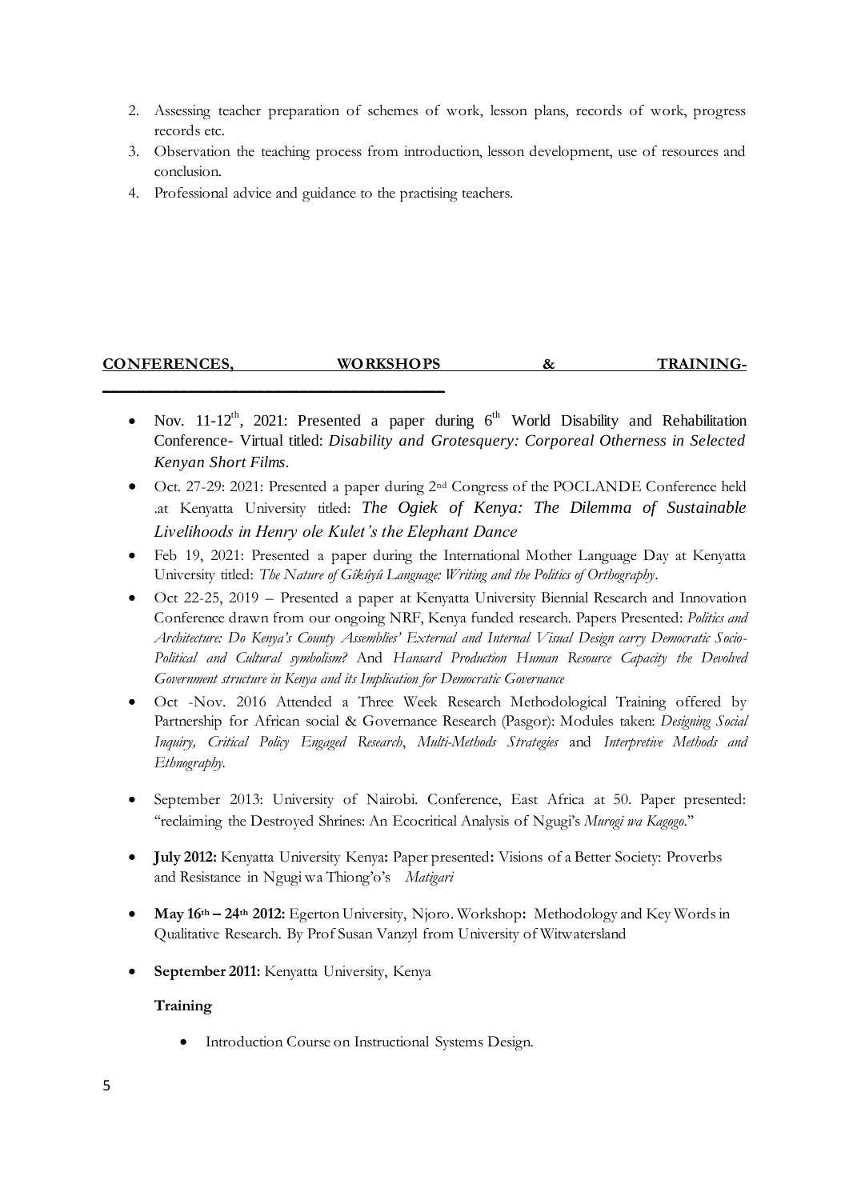2. Assessing teacher preparation of schemes of work, lesson plans, records of work, progress records etc.
3. Observation the teaching process from introduction, lesson development, use of resources and conclusion.
4. Professional advice and guidance to the practising teachers.

## CONFERENCES, WORKSHOPS & TRAINING-

- Nov. 11-12th, 2021: Presented a paper during 6th World Disability and Rehabilitation Conference- Virtual titled: *Disability and Grotesquery: Corporeal Otherness in Selected Kenyan Short Films.*
- Oct. 27-29: 2021: Presented a paper during 2nd Congress of the POCLANDE Conference held .at Kenyatta University titled: *The Ogiek of Kenya: The Dilemma of Sustainable Livelihoods in Henry ole Kulet's the Elephant Dance*
- Feb 19, 2021: Presented a paper during the International Mother Language Day at Kenyatta University titled: *The Nature of Gĩkũyũ Language: Writing and the Politics of Orthography*.
- Oct 22-25, 2019 – Presented a paper at Kenyatta University Biennial Research and Innovation Conference drawn from our ongoing NRF, Kenya funded research. Papers Presented: *Politics and Architecture: Do Kenya's County Assemblies' External and Internal Visual Design carry Democratic Socio-Political and Cultural symbolism?* And *Hansard Production Human Resource Capacity the Devolved Government structure in Kenya and its Implication for Democratic Governance*
- Oct -Nov. 2016 Attended a Three Week Research Methodological Training offered by Partnership for African social & Governance Research (Pasgor): Modules taken: *Designing Social Inquiry, Critical Policy Engaged Research*, *Multi-Methods Strategies* and *Interpretive Methods and Ethnography.*
- September 2013: University of Nairobi. Conference, East Africa at 50. Paper presented: "reclaiming the Destroyed Shrines: An Ecocritical Analysis of Ngugi's *Murogi wa Kagogo*."
- **July 2012:** Kenyatta University Kenya**:** Paper presented**:** Visions of a Better Society: Proverbs and Resistance in Ngugi wa Thiong'o's *Matigari*
- **May 16th – 24th 2012:** Egerton University, Njoro. Workshop**:** Methodology and Key Words in Qualitative Research. By Prof Susan Vanzyl from University of Witwatersland
- **September 2011:** Kenyatta University, Kenya

  **Training**

  - Introduction Course on Instructional Systems Design.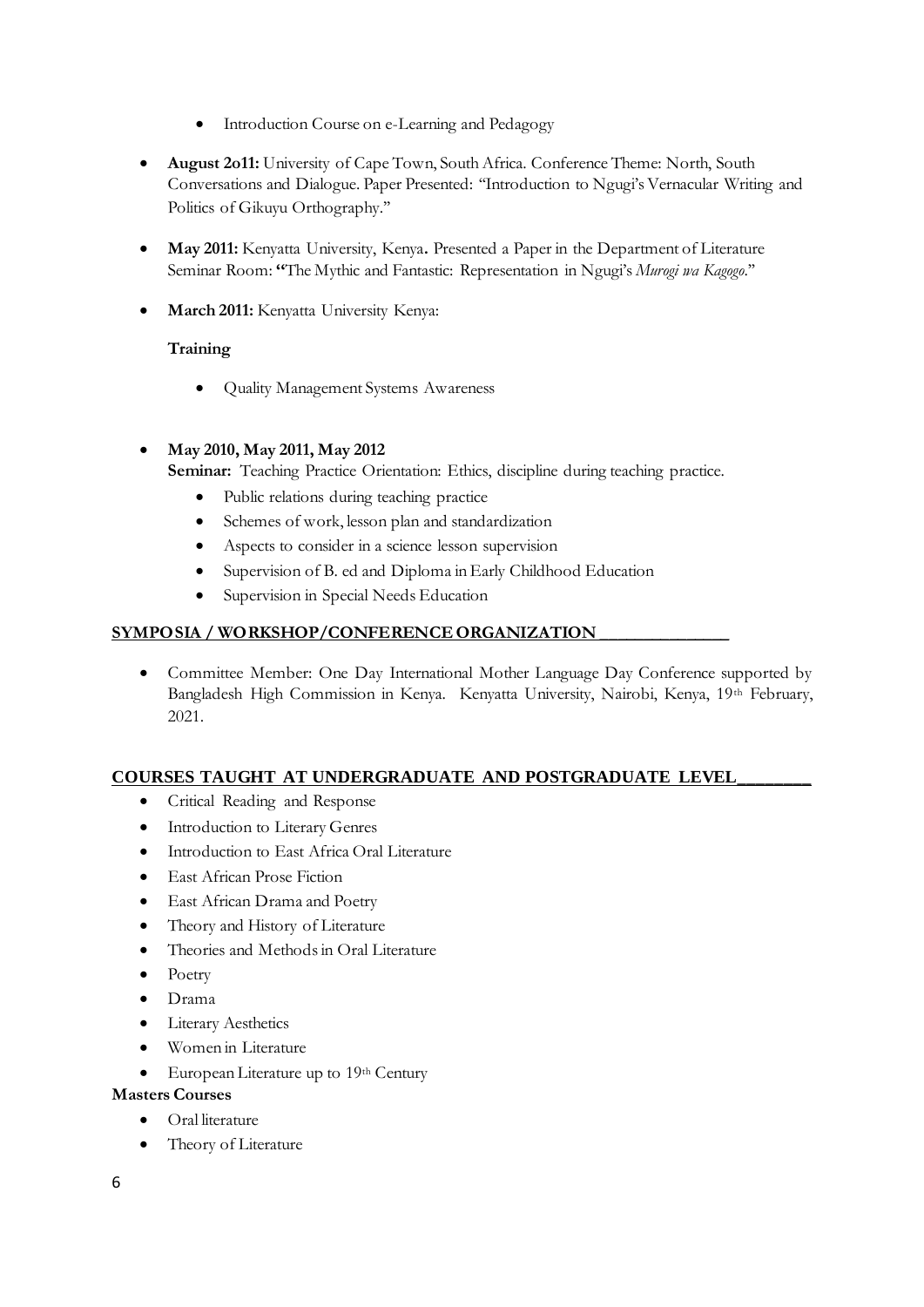- Introduction Course on e-Learning and Pedagogy

- **August 2o11:** University of Cape Town, South Africa. Conference Theme: North, South Conversations and Dialogue. Paper Presented: "Introduction to Ngugi's Vernacular Writing and Politics of Gikuyu Orthography."

- **May 2011:** Kenyatta University, Kenya**.** Presented a Paper in the Department of Literature Seminar Room: **"**The Mythic and Fantastic: Representation in Ngugi's *Murogi wa Kagogo*."

- **March 2011:** Kenyatta University Kenya:

  **Training**

  - Quality Management Systems Awareness

- **May 2010, May 2011, May 2012**
  **Seminar:** Teaching Practice Orientation: Ethics, discipline during teaching practice.
  - Public relations during teaching practice
  - Schemes of work, lesson plan and standardization
  - Aspects to consider in a science lesson supervision
  - Supervision of B. ed and Diploma in Early Childhood Education
  - Supervision in Special Needs Education

## SYMPOSIA / WORKSHOP/CONFERENCE ORGANIZATION

- Committee Member: One Day International Mother Language Day Conference supported by Bangladesh High Commission in Kenya. Kenyatta University, Nairobi, Kenya, 19th February, 2021.

## COURSES TAUGHT AT UNDERGRADUATE AND POSTGRADUATE LEVEL

- Critical Reading and Response
- Introduction to Literary Genres
- Introduction to East Africa Oral Literature
- East African Prose Fiction
- East African Drama and Poetry
- Theory and History of Literature
- Theories and Methods in Oral Literature
- Poetry
- Drama
- Literary Aesthetics
- Women in Literature
- European Literature up to 19th Century

**Masters Courses**

- Oral literature
- Theory of Literature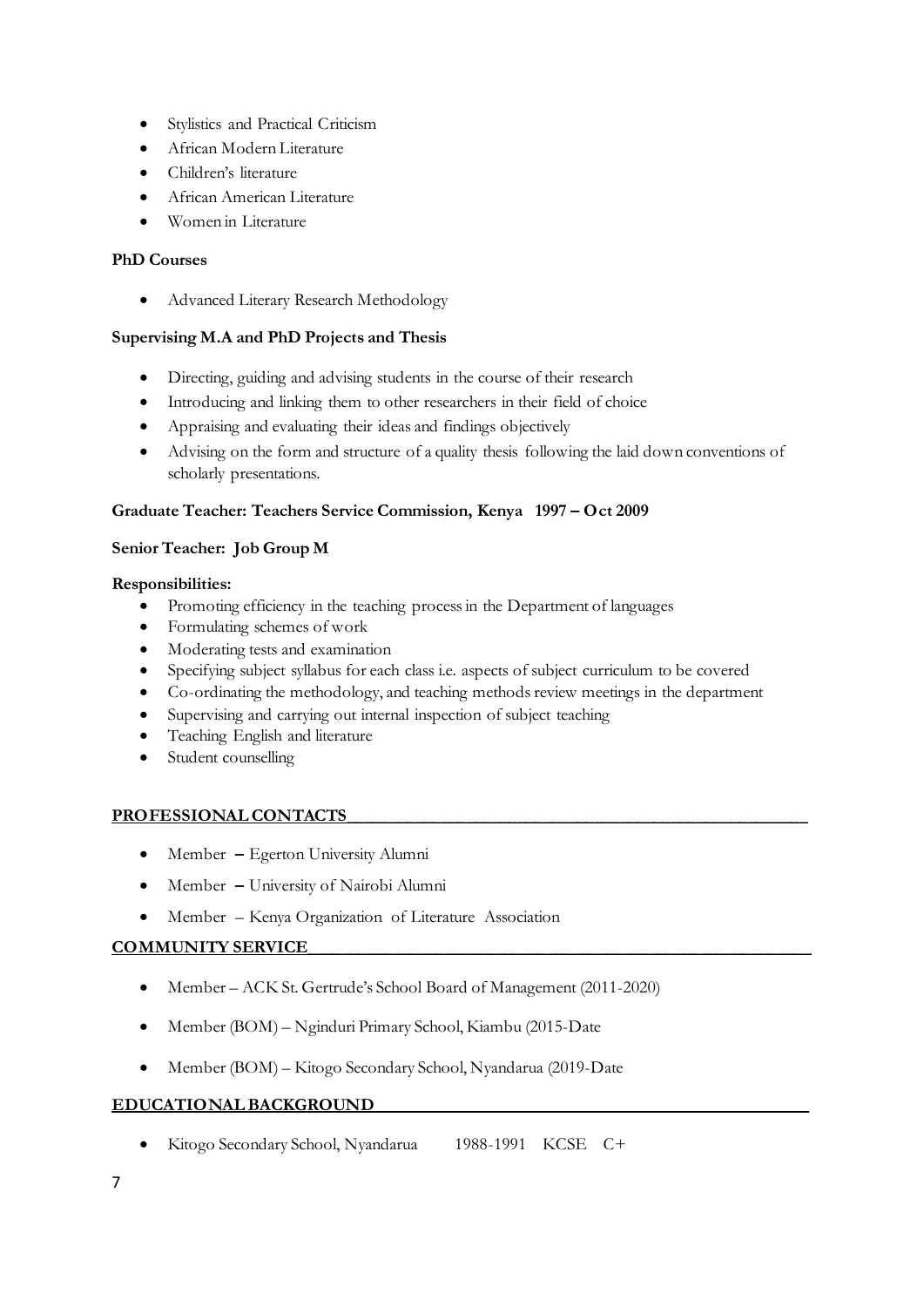- Stylistics and Practical Criticism
- African Modern Literature
- Children's literature
- African American Literature
- Women in Literature

**PhD Courses**

- Advanced Literary Research Methodology

**Supervising M.A and PhD Projects and Thesis**

- Directing, guiding and advising students in the course of their research
- Introducing and linking them to other researchers in their field of choice
- Appraising and evaluating their ideas and findings objectively
- Advising on the form and structure of a quality thesis following the laid down conventions of scholarly presentations.

**Graduate Teacher: Teachers Service Commission, Kenya 1997 – Oct 2009**

**Senior Teacher: Job Group M**

**Responsibilities:**

- Promoting efficiency in the teaching process in the Department of languages
- Formulating schemes of work
- Moderating tests and examination
- Specifying subject syllabus for each class i.e. aspects of subject curriculum to be covered
- Co-ordinating the methodology, and teaching methods review meetings in the department
- Supervising and carrying out internal inspection of subject teaching
- Teaching English and literature
- Student counselling

## PROFESSIONAL CONTACTS

- Member – Egerton University Alumni
- Member – University of Nairobi Alumni
- Member – Kenya Organization of Literature Association

## COMMUNITY SERVICE

- Member – ACK St. Gertrude's School Board of Management (2011-2020)
- Member (BOM) – Nginduri Primary School, Kiambu (2015-Date
- Member (BOM) – Kitogo Secondary School, Nyandarua (2019-Date

## EDUCATIONAL BACKGROUND

- Kitogo Secondary School, Nyandarua 1988-1991 KCSE C+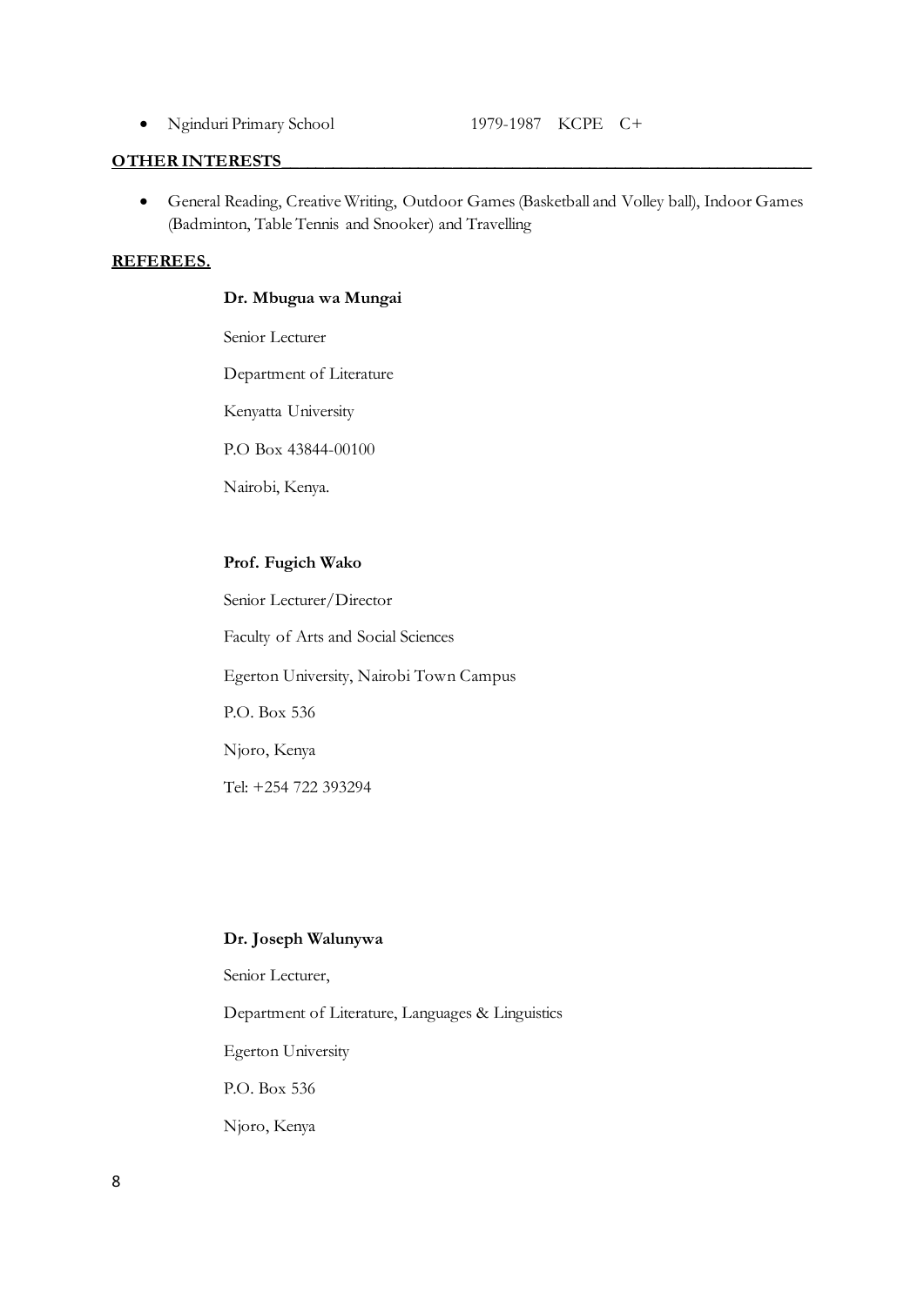- Nginduri Primary School 1979-1987 KCPE C+

**OTHER INTERESTS**

- General Reading, Creative Writing, Outdoor Games (Basketball and Volley ball), Indoor Games (Badminton, Table Tennis and Snooker) and Travelling

**REFEREES.**

**Dr. Mbugua wa Mungai**

Senior Lecturer

Department of Literature

Kenyatta University

P.O Box 43844-00100

Nairobi, Kenya.

**Prof. Fugich Wako**

Senior Lecturer/Director

Faculty of Arts and Social Sciences

Egerton University, Nairobi Town Campus

P.O. Box 536

Njoro, Kenya

Tel: +254 722 393294

**Dr. Joseph Walunywa**

Senior Lecturer,

Department of Literature, Languages & Linguistics

Egerton University

P.O. Box 536

Njoro, Kenya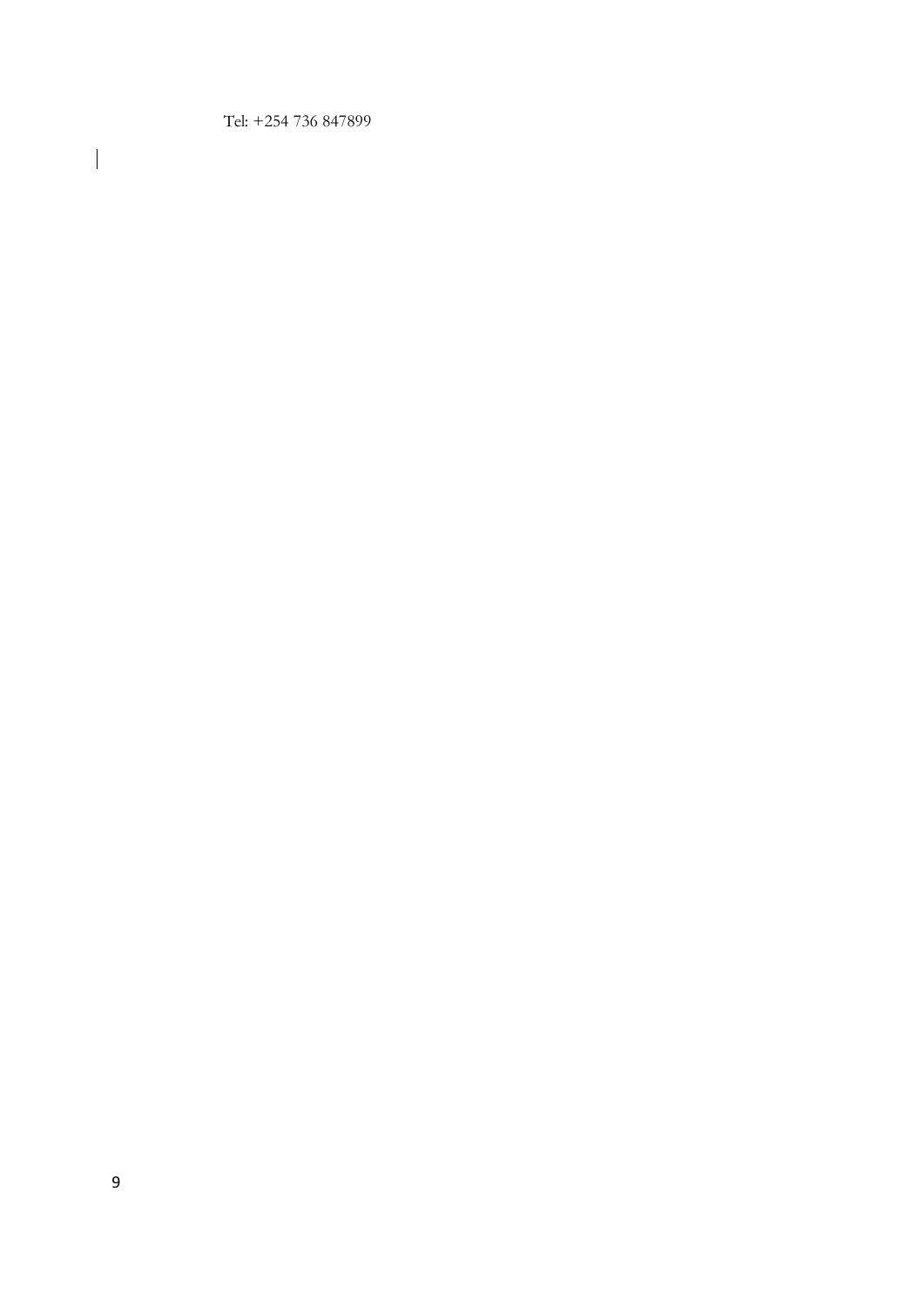Tel: +254 736 847899